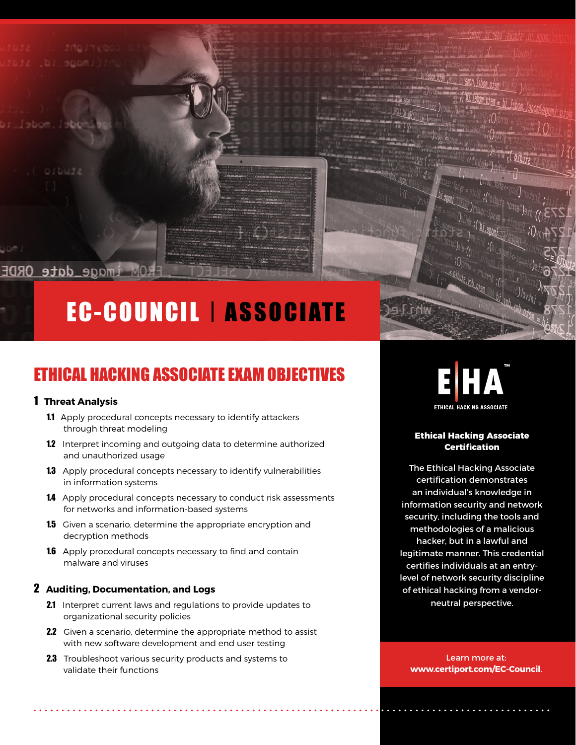# EC-COUNCIL | ASSOCIATE

## ETHICAL HACKING ASSOCIATE EXAM OBJECTIVES

### 1 Threat Analysis

- **1.1** Apply procedural concepts necessary to identify attackers through threat modeling
- **1.2** Interpret incoming and outgoing data to determine authorized and unauthorized usage
- **1.3** Apply procedural concepts necessary to identify vulnerabilities in information systems
- **1.4** Apply procedural concepts necessary to conduct risk assessments for networks and information-based systems
- **1.5** Given a scenario, determine the appropriate encryption and decryption methods
- **1.6** Apply procedural concepts necessary to find and contain malware and viruses

### 2 Auditing, Documentation, and Logs

- **2.1** Interpret current laws and regulations to provide updates to organizational security policies
- **2.2** Given a scenario, determine the appropriate method to assist with new software development and end user testing
- **2.3** Troubleshoot various security products and systems to validate their functions

E|HA™

ETHICAL HACKING ASSOCIATE

**Ethical Hacking Associate Certification**

The Ethical Hacking Associate certification demonstrates an individual's knowledge in information security and network security, including the tools and methodologies of a malicious hacker, but in a lawful and legitimate manner. This credential certifies individuals at an entry-level of network security discipline of ethical hacking from a vendor-neutral perspective.

Learn more at: **www.certiport.com/EC-Council**.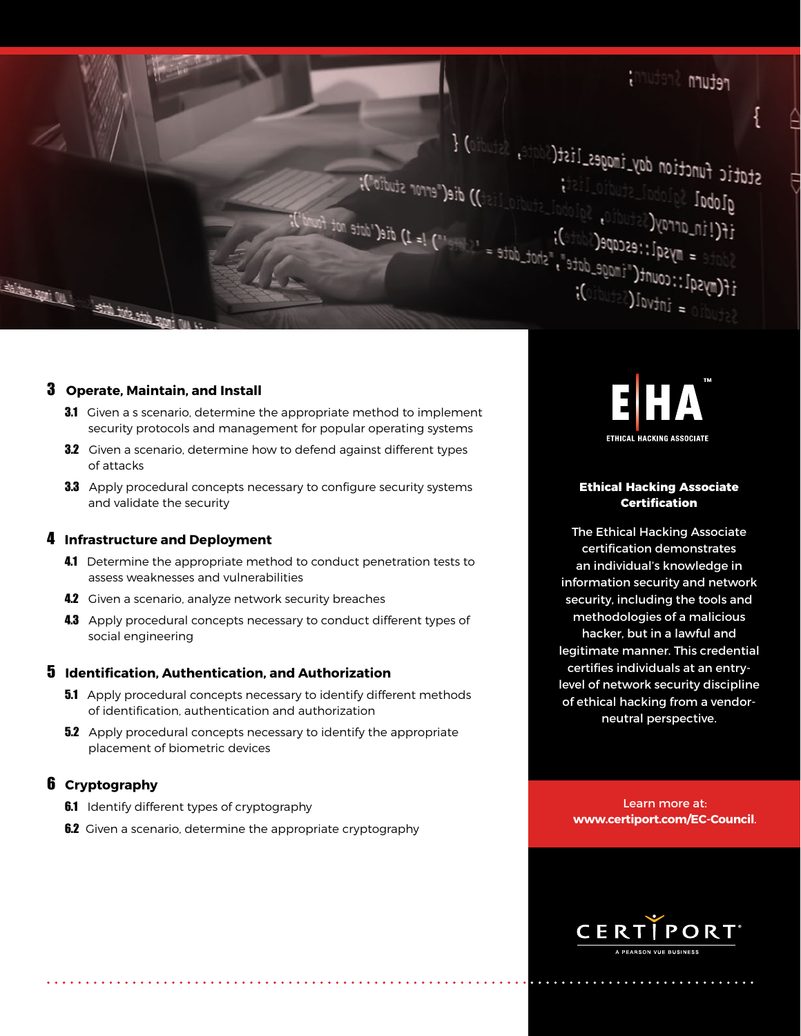## 3 Operate, Maintain, and Install

- **3.1** Given a s scenario, determine the appropriate method to implement security protocols and management for popular operating systems
- **3.2** Given a scenario, determine how to defend against different types of attacks
- **3.3** Apply procedural concepts necessary to configure security systems and validate the security

## 4 Infrastructure and Deployment

- **4.1** Determine the appropriate method to conduct penetration tests to assess weaknesses and vulnerabilities
- **4.2** Given a scenario, analyze network security breaches
- **4.3** Apply procedural concepts necessary to conduct different types of social engineering

## 5 Identification, Authentication, and Authorization

- **5.1** Apply procedural concepts necessary to identify different methods of identification, authentication and authorization
- **5.2** Apply procedural concepts necessary to identify the appropriate placement of biometric devices

## 6 Cryptography

- **6.1** Identify different types of cryptography
- **6.2** Given a scenario, determine the appropriate cryptography

E|HA™

ETHICAL HACKING ASSOCIATE

**Ethical Hacking Associate Certification**

The Ethical Hacking Associate certification demonstrates an individual's knowledge in information security and network security, including the tools and methodologies of a malicious hacker, but in a lawful and legitimate manner. This credential certifies individuals at an entry-level of network security discipline of ethical hacking from a vendor-neutral perspective.

Learn more at:
**www.certiport.com/EC-Council**.

CERTIPORT®
A PEARSON VUE BUSINESS